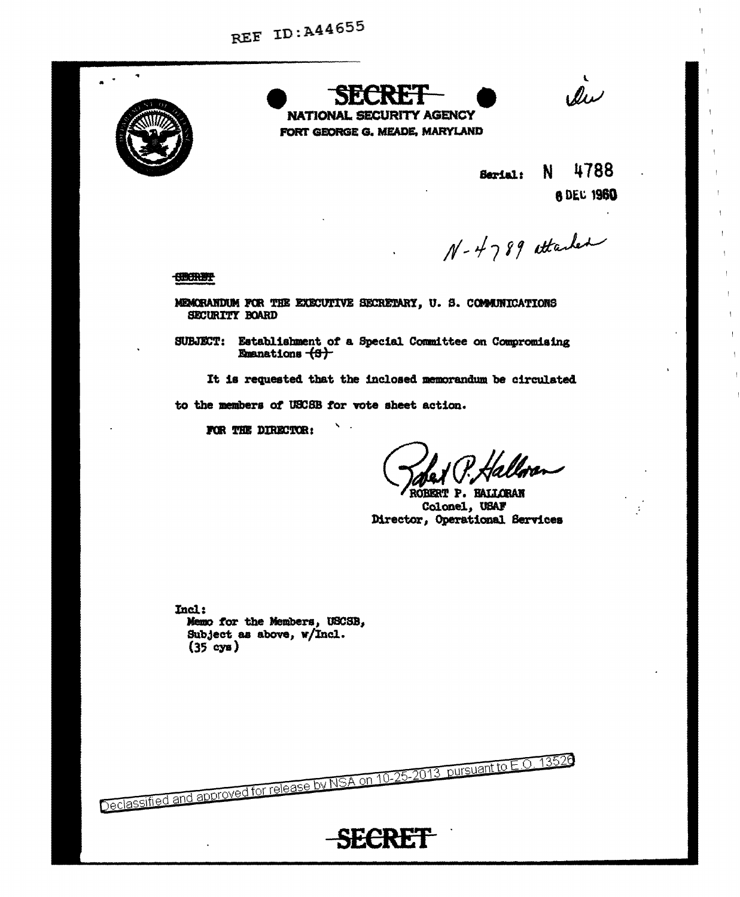REF ID:A44655

SECRET

NATIONAL SECURITY AGENCY
FORT GEORGE G. MEADE, MARYLAND

Serial: N 4788
6 DEC 1960

N-4789 attached

~~SECRET~~

MEMORANDUM FOR THE EXECUTIVE SECRETARY, U. S. COMMUNICATIONS SECURITY BOARD

SUBJECT: Establishment of a Special Committee on Compromising Emanations ~~(S)~~

It is requested that the inclosed memorandum be circulated to the members of USCSB for vote sheet action.

FOR THE DIRECTOR:

ROBERT P. HALLORAN
Colonel, USAF
Director, Operational Services

Incl:
Memo for the Members, USCSB,
Subject as above, w/Incl.
(35 cys)

Declassified and approved for release by NSA on 10-25-2013 pursuant to E.O. 13526

SECRET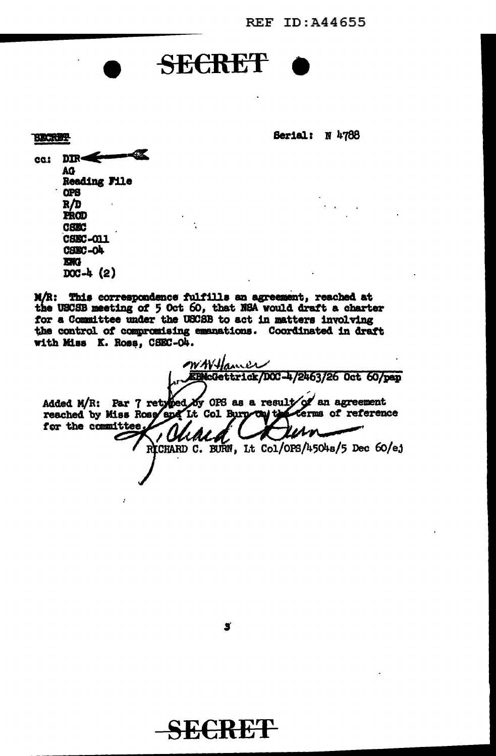REF ID:A44655

**SECRET**

SECRET

Serial: N 4788

cc: DIR
AG
Reading File
OPS
R/D
PROD
CSEC
CSEC-011
CSEC-04
ENG
DOC-4 (2)

M/R: This correspondence fulfills an agreement, reached at the USCSB meeting of 5 Oct 60, that NSA would draft a charter for a Committee under the USCSB to act in matters involving the control of compromising emanations. Coordinated in draft with Miss K. Ross, CSEC-04.

W.W.Hauer
EBMcGettrick/DOC-4/2463/26 Oct 60/pap

Added M/R: Par 7 retyped by OPS as a result of an agreement reached by Miss Ross and Lt Col Burn on the terms of reference for the committee.

Richard C. Burn
RICHARD C. BURN, Lt Col/OPS/4504s/5 Dec 60/ej

**SECRET**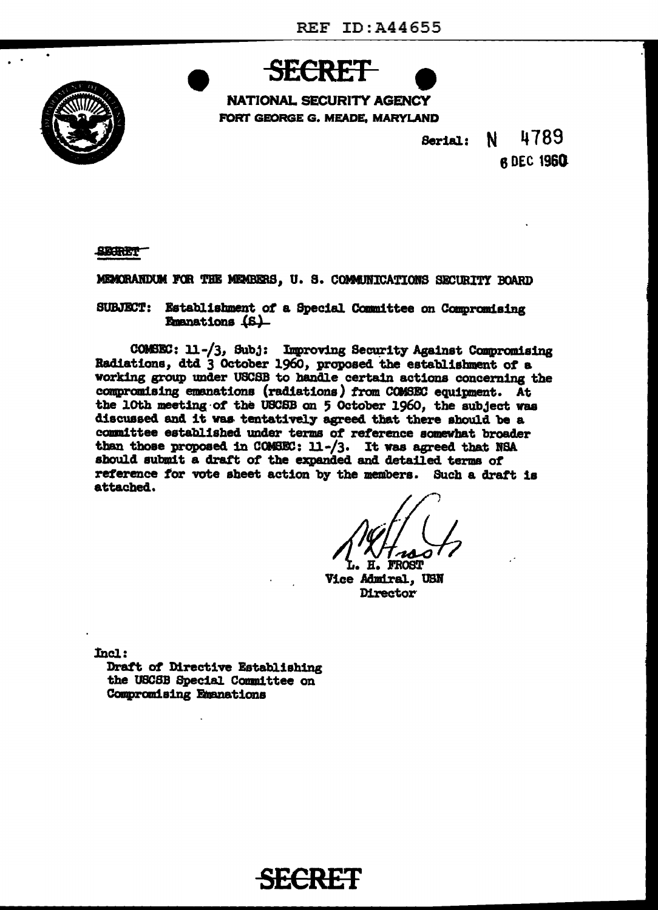REF ID:A44655

SECRET

NATIONAL SECURITY AGENCY
FORT GEORGE G. MEADE, MARYLAND

Serial: N 4789
6 DEC 1960

SECRET

MEMORANDUM FOR THE MEMBERS, U. S. COMMUNICATIONS SECURITY BOARD

SUBJECT: Establishment of a Special Committee on Compromising Emanations (S)

COMSEC: 11-/3, Subj: Improving Security Against Compromising Radiations, dtd 3 October 1960, proposed the establishment of a working group under USCSB to handle certain actions concerning the compromising emanations (radiations) from COMSEC equipment. At the 10th meeting of the USCSB on 5 October 1960, the subject was discussed and it was tentatively agreed that there should be a committee established under terms of reference somewhat broader than those proposed in COMSEC: 11-/3. It was agreed that NSA should submit a draft of the expanded and detailed terms of reference for vote sheet action by the members. Such a draft is attached.

L. H. FROST
Vice Admiral, USN
Director

Incl:
Draft of Directive Establishing the USCSB Special Committee on Compromising Emanations

SECRET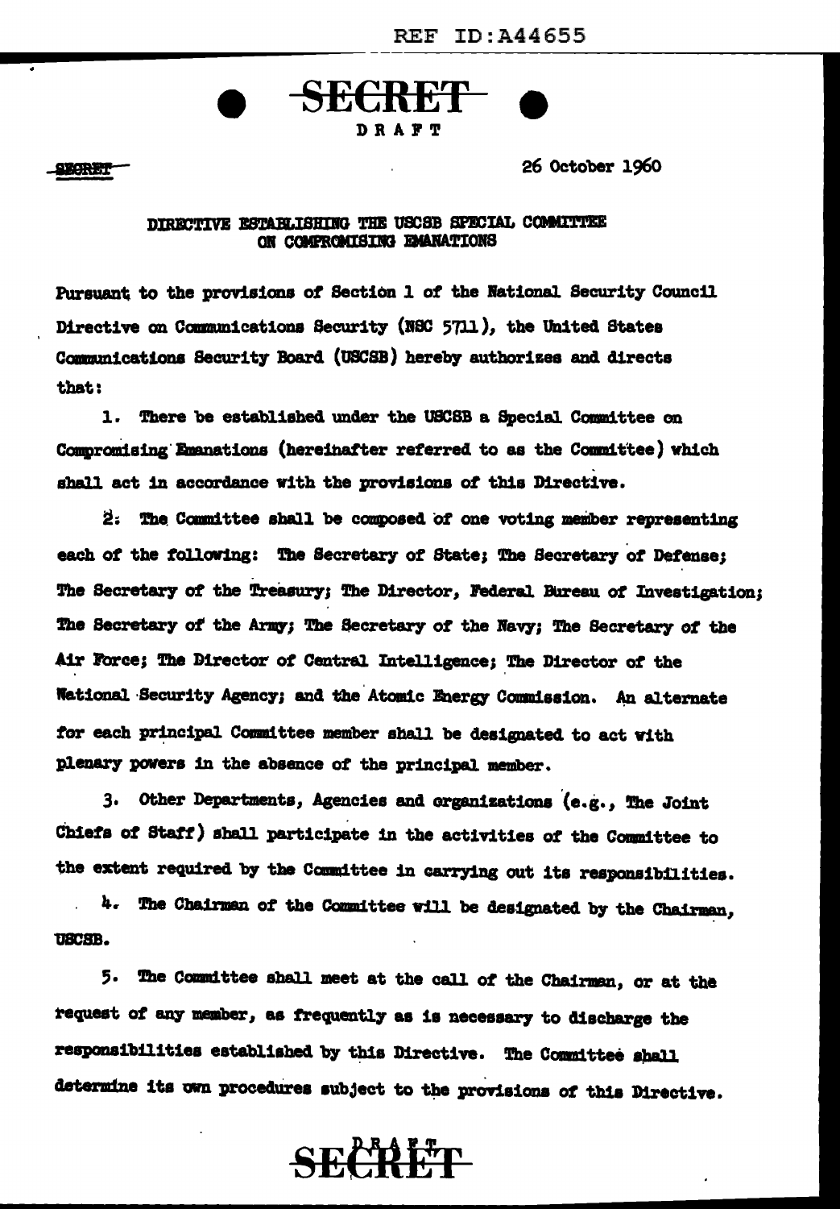SECRET

DRAFT

SECRET

26 October 1960

DIRECTIVE ESTABLISHING THE USCSB SPECIAL COMMITTEE ON COMPROMISING EMANATIONS

Pursuant to the provisions of Section 1 of the National Security Council Directive on Communications Security (NSC 5711), the United States Communications Security Board (USCSB) hereby authorizes and directs that:

1. There be established under the USCSB a Special Committee on Compromising Emanations (hereinafter referred to as the Committee) which shall act in accordance with the provisions of this Directive.

2. The Committee shall be composed of one voting member representing each of the following: The Secretary of State; The Secretary of Defense; The Secretary of the Treasury; The Director, Federal Bureau of Investigation; The Secretary of the Army; The Secretary of the Navy; The Secretary of the Air Force; The Director of Central Intelligence; The Director of the National Security Agency; and the Atomic Energy Commission. An alternate for each principal Committee member shall be designated to act with plenary powers in the absence of the principal member.

3. Other Departments, Agencies and organizations (e.g., The Joint Chiefs of Staff) shall participate in the activities of the Committee to the extent required by the Committee in carrying out its responsibilities.

4. The Chairman of the Committee will be designated by the Chairman, USCSB.

5. The Committee shall meet at the call of the Chairman, or at the request of any member, as frequently as is necessary to discharge the responsibilities established by this Directive. The Committee shall determine its own procedures subject to the provisions of this Directive.

DRAFT

SECRET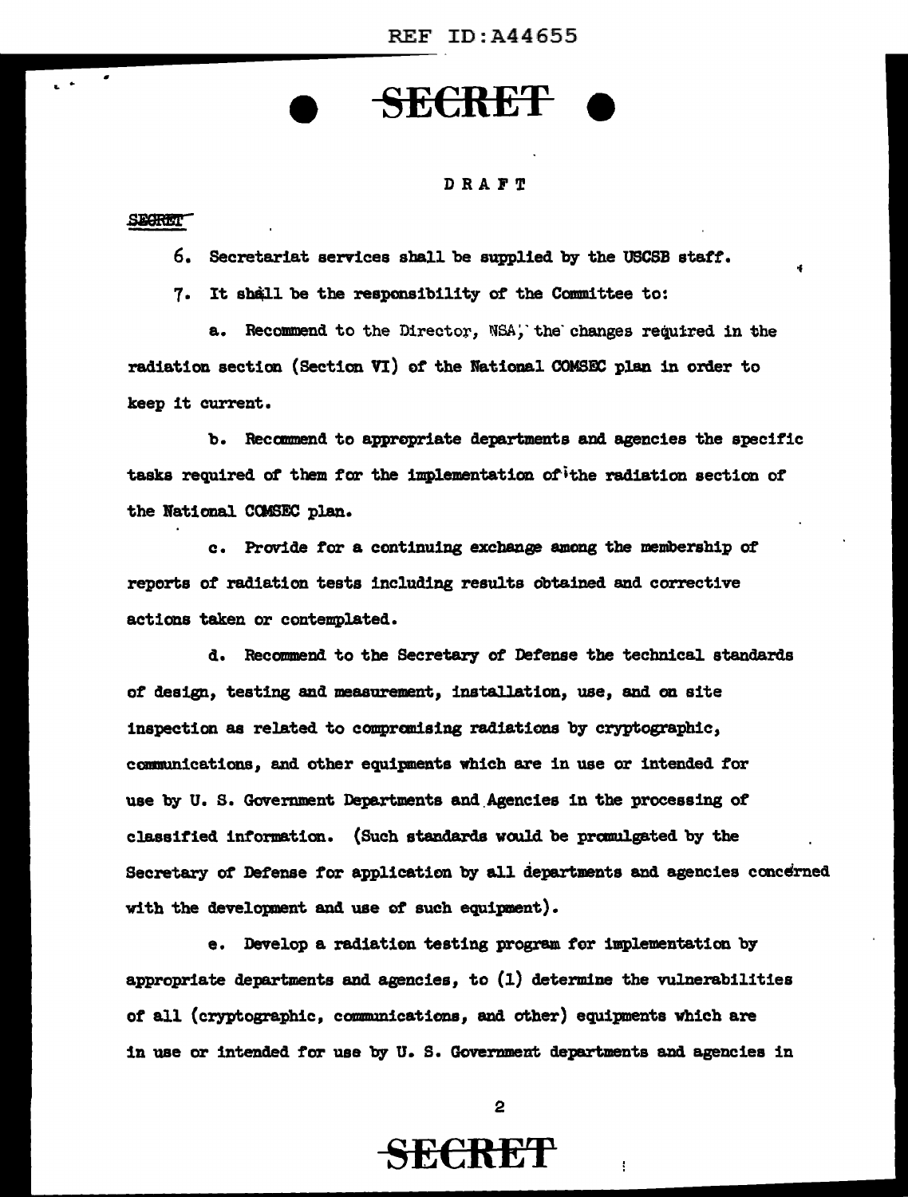**SECRET**

DRAFT

SECRET

6. Secretariat services shall be supplied by the USCSB staff.

7. It shall be the responsibility of the Committee to:

a. Recommend to the Director, NSA, the changes required in the radiation section (Section VI) of the National COMSEC plan in order to keep it current.

b. Recommend to appropriate departments and agencies the specific tasks required of them for the implementation of the radiation section of the National COMSEC plan.

c. Provide for a continuing exchange among the membership of reports of radiation tests including results obtained and corrective actions taken or contemplated.

d. Recommend to the Secretary of Defense the technical standards of design, testing and measurement, installation, use, and on site inspection as related to compromising radiations by cryptographic, communications, and other equipments which are in use or intended for use by U. S. Government Departments and Agencies in the processing of classified information. (Such standards would be promulgated by the Secretary of Defense for application by all departments and agencies concerned with the development and use of such equipment).

e. Develop a radiation testing program for implementation by appropriate departments and agencies, to (1) determine the vulnerabilities of all (cryptographic, communications, and other) equipments which are in use or intended for use by U. S. Government departments and agencies in

**SECRET**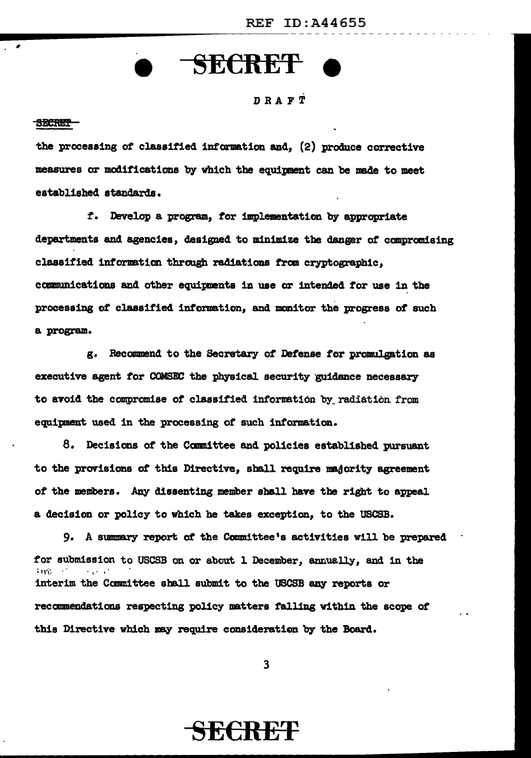**SECRET**

DRAFT

SECRET

the processing of classified information and, (2) produce corrective measures or modifications by which the equipment can be made to meet established standards.

f. Develop a program, for implementation by appropriate departments and agencies, designed to minimize the danger of compromising classified information through radiations from cryptographic, communications and other equipments in use or intended for use in the processing of classified information, and monitor the progress of such a program.

g. Recommend to the Secretary of Defense for promulgation as executive agent for COMSEC the physical security guidance necessary to avoid the compromise of classified information by radiation from equipment used in the processing of such information.

8. Decisions of the Committee and policies established pursuant to the provisions of this Directive, shall require majority agreement of the members. Any dissenting member shall have the right to appeal a decision or policy to which he takes exception, to the USCSB.

9. A summary report of the Committee's activities will be prepared for submission to USCSB on or about 1 December, annually, and in the interim the Committee shall submit to the USCSB any reports or recommendations respecting policy matters falling within the scope of this Directive which may require consideration by the Board.

**SECRET**